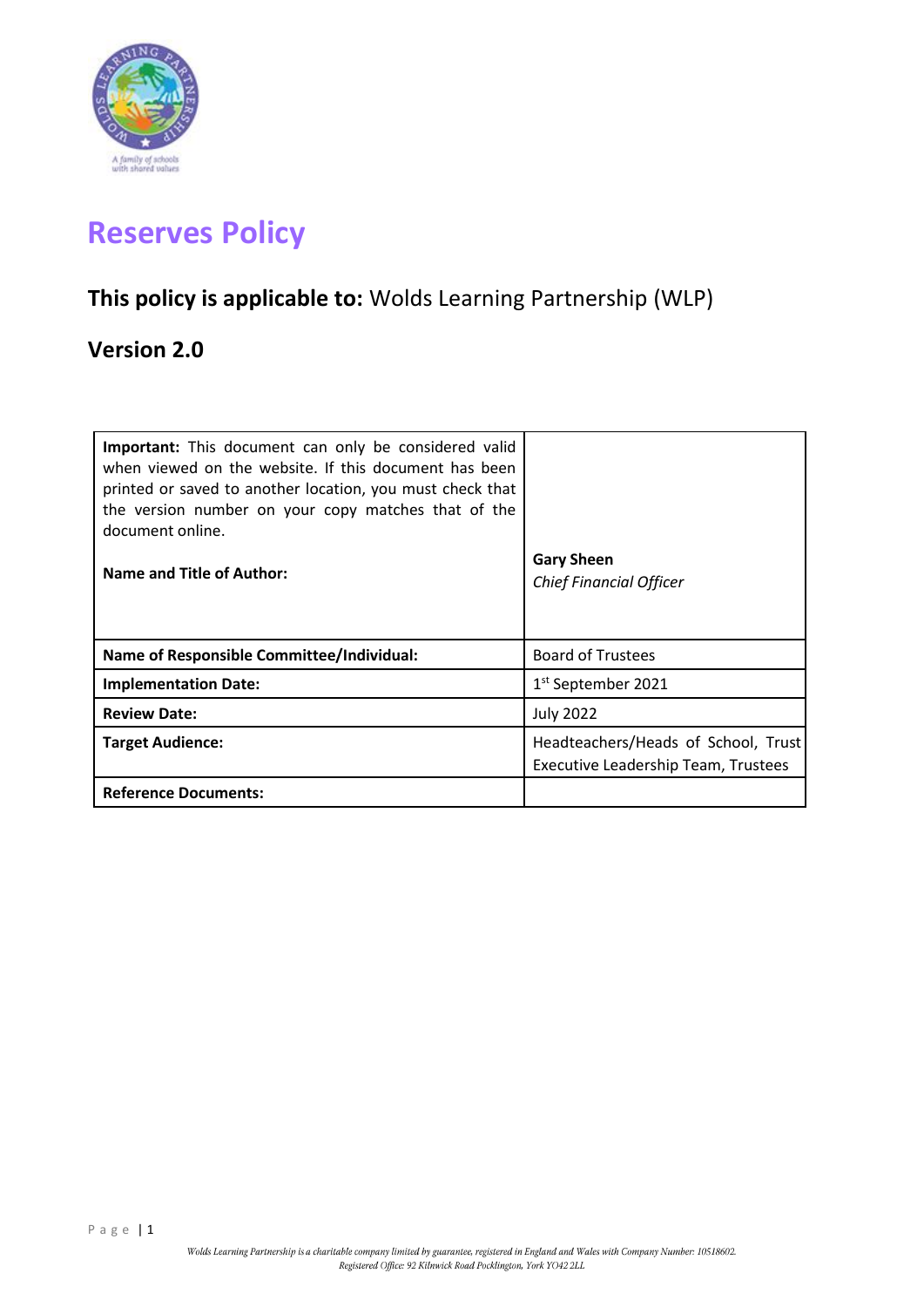# Reserves Policy

## **This policy is applicable to:** Wolds Learning Partnership (WLP)

## Version 2.0

| | |
|---|---|
| **Important:** This document can only be considered valid when viewed on the website. If this document has been printed or saved to another location, you must check that the version number on your copy matches that of the document online.<br><br>**Name and Title of Author:** | **Gary Sheen**<br>*Chief Financial Officer* |
| **Name of Responsible Committee/Individual:** | Board of Trustees |
| **Implementation Date:** | 1st September 2021 |
| **Review Date:** | July 2022 |
| **Target Audience:** | Headteachers/Heads of School, Trust Executive Leadership Team, Trustees |
| **Reference Documents:** | |

Wolds Learning Partnership is a charitable company limited by guarantee, registered in England and Wales with Company Number: 10518602.
Registered Office: 92 Kilnwick Road Pocklington, York YO42 2LL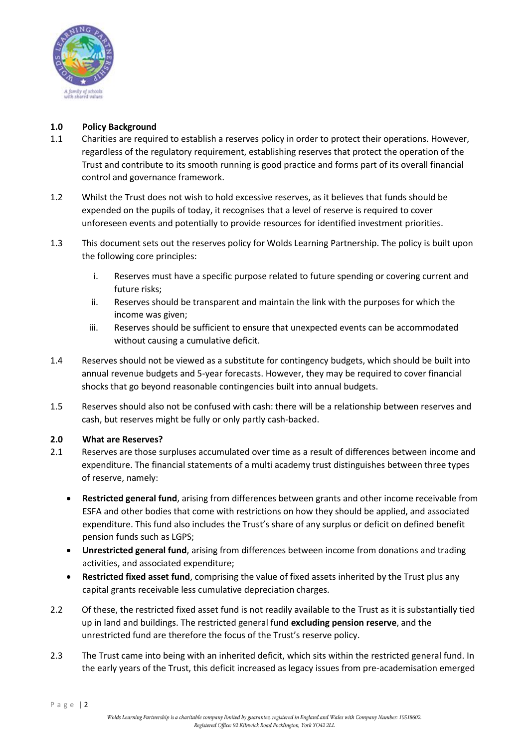## 1.0 Policy Background

1.1 Charities are required to establish a reserves policy in order to protect their operations. However, regardless of the regulatory requirement, establishing reserves that protect the operation of the Trust and contribute to its smooth running is good practice and forms part of its overall financial control and governance framework.

1.2 Whilst the Trust does not wish to hold excessive reserves, as it believes that funds should be expended on the pupils of today, it recognises that a level of reserve is required to cover unforeseen events and potentially to provide resources for identified investment priorities.

1.3 This document sets out the reserves policy for Wolds Learning Partnership. The policy is built upon the following core principles:

i. Reserves must have a specific purpose related to future spending or covering current and future risks;

ii. Reserves should be transparent and maintain the link with the purposes for which the income was given;

iii. Reserves should be sufficient to ensure that unexpected events can be accommodated without causing a cumulative deficit.

1.4 Reserves should not be viewed as a substitute for contingency budgets, which should be built into annual revenue budgets and 5-year forecasts. However, they may be required to cover financial shocks that go beyond reasonable contingencies built into annual budgets.

1.5 Reserves should also not be confused with cash: there will be a relationship between reserves and cash, but reserves might be fully or only partly cash-backed.

## 2.0 What are Reserves?

2.1 Reserves are those surpluses accumulated over time as a result of differences between income and expenditure. The financial statements of a multi academy trust distinguishes between three types of reserve, namely:

- **Restricted general fund**, arising from differences between grants and other income receivable from ESFA and other bodies that come with restrictions on how they should be applied, and associated expenditure. This fund also includes the Trust's share of any surplus or deficit on defined benefit pension funds such as LGPS;
- **Unrestricted general fund**, arising from differences between income from donations and trading activities, and associated expenditure;
- **Restricted fixed asset fund**, comprising the value of fixed assets inherited by the Trust plus any capital grants receivable less cumulative depreciation charges.

2.2 Of these, the restricted fixed asset fund is not readily available to the Trust as it is substantially tied up in land and buildings. The restricted general fund **excluding pension reserve**, and the unrestricted fund are therefore the focus of the Trust's reserve policy.

2.3 The Trust came into being with an inherited deficit, which sits within the restricted general fund. In the early years of the Trust, this deficit increased as legacy issues from pre-academisation emerged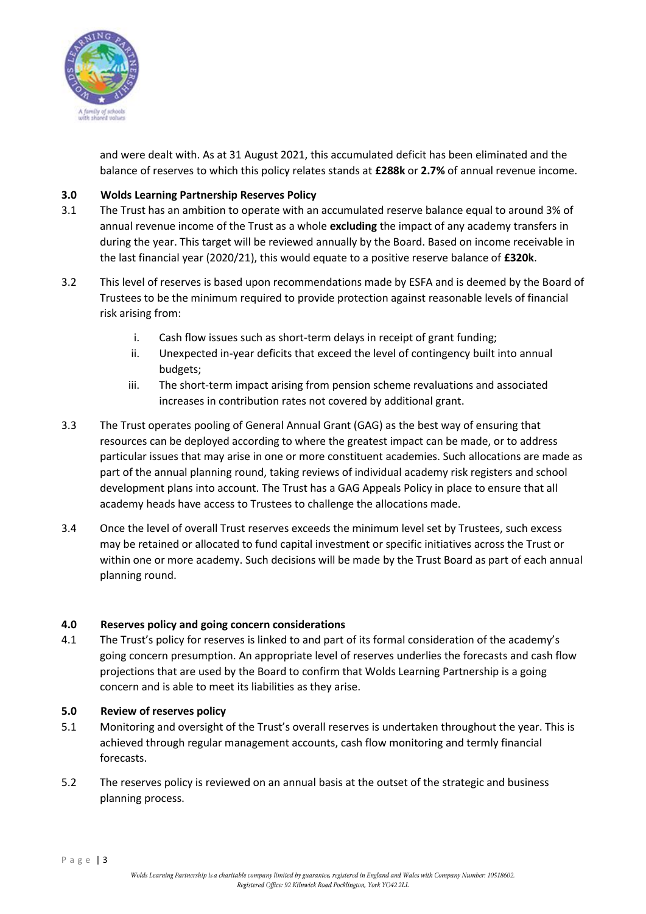and were dealt with. As at 31 August 2021, this accumulated deficit has been eliminated and the balance of reserves to which this policy relates stands at **£288k** or **2.7%** of annual revenue income.

## 3.0 Wolds Learning Partnership Reserves Policy

3.1 The Trust has an ambition to operate with an accumulated reserve balance equal to around 3% of annual revenue income of the Trust as a whole **excluding** the impact of any academy transfers in during the year. This target will be reviewed annually by the Board. Based on income receivable in the last financial year (2020/21), this would equate to a positive reserve balance of **£320k**.

3.2 This level of reserves is based upon recommendations made by ESFA and is deemed by the Board of Trustees to be the minimum required to provide protection against reasonable levels of financial risk arising from:

i. Cash flow issues such as short-term delays in receipt of grant funding;
ii. Unexpected in-year deficits that exceed the level of contingency built into annual budgets;
iii. The short-term impact arising from pension scheme revaluations and associated increases in contribution rates not covered by additional grant.

3.3 The Trust operates pooling of General Annual Grant (GAG) as the best way of ensuring that resources can be deployed according to where the greatest impact can be made, or to address particular issues that may arise in one or more constituent academies. Such allocations are made as part of the annual planning round, taking reviews of individual academy risk registers and school development plans into account. The Trust has a GAG Appeals Policy in place to ensure that all academy heads have access to Trustees to challenge the allocations made.

3.4 Once the level of overall Trust reserves exceeds the minimum level set by Trustees, such excess may be retained or allocated to fund capital investment or specific initiatives across the Trust or within one or more academy. Such decisions will be made by the Trust Board as part of each annual planning round.

## 4.0 Reserves policy and going concern considerations

4.1 The Trust's policy for reserves is linked to and part of its formal consideration of the academy's going concern presumption. An appropriate level of reserves underlies the forecasts and cash flow projections that are used by the Board to confirm that Wolds Learning Partnership is a going concern and is able to meet its liabilities as they arise.

## 5.0 Review of reserves policy

5.1 Monitoring and oversight of the Trust's overall reserves is undertaken throughout the year. This is achieved through regular management accounts, cash flow monitoring and termly financial forecasts.

5.2 The reserves policy is reviewed on an annual basis at the outset of the strategic and business planning process.